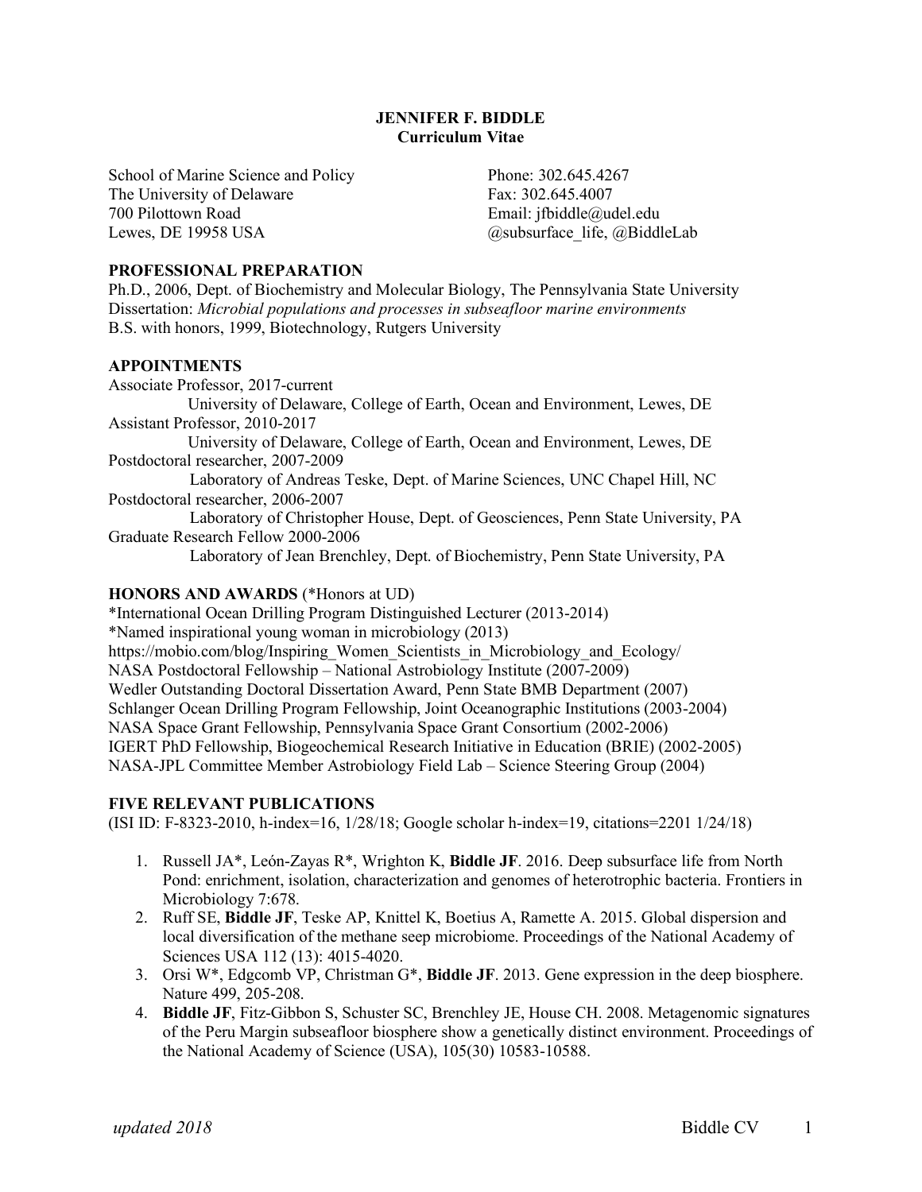# JENNIFER F. BIDDLE
## Curriculum Vitae

School of Marine Science and Policy
The University of Delaware
700 Pilottown Road
Lewes, DE 19958 USA

Phone: 302.645.4267
Fax: 302.645.4007
Email: jfbiddle@udel.edu
@subsurface_life, @BiddleLab

### PROFESSIONAL PREPARATION

Ph.D., 2006, Dept. of Biochemistry and Molecular Biology, The Pennsylvania State University
Dissertation: *Microbial populations and processes in subseafloor marine environments*
B.S. with honors, 1999, Biotechnology, Rutgers University

### APPOINTMENTS

Associate Professor, 2017-current
University of Delaware, College of Earth, Ocean and Environment, Lewes, DE
Assistant Professor, 2010-2017
University of Delaware, College of Earth, Ocean and Environment, Lewes, DE
Postdoctoral researcher, 2007-2009
Laboratory of Andreas Teske, Dept. of Marine Sciences, UNC Chapel Hill, NC
Postdoctoral researcher, 2006-2007
Laboratory of Christopher House, Dept. of Geosciences, Penn State University, PA
Graduate Research Fellow 2000-2006
Laboratory of Jean Brenchley, Dept. of Biochemistry, Penn State University, PA

### HONORS AND AWARDS (*Honors at UD)

*International Ocean Drilling Program Distinguished Lecturer (2013-2014)
*Named inspirational young woman in microbiology (2013)
https://mobio.com/blog/Inspiring_Women_Scientists_in_Microbiology_and_Ecology/
NASA Postdoctoral Fellowship – National Astrobiology Institute (2007-2009)
Wedler Outstanding Doctoral Dissertation Award, Penn State BMB Department (2007)
Schlanger Ocean Drilling Program Fellowship, Joint Oceanographic Institutions (2003-2004)
NASA Space Grant Fellowship, Pennsylvania Space Grant Consortium (2002-2006)
IGERT PhD Fellowship, Biogeochemical Research Initiative in Education (BRIE) (2002-2005)
NASA-JPL Committee Member Astrobiology Field Lab – Science Steering Group (2004)

### FIVE RELEVANT PUBLICATIONS

(ISI ID: F-8323-2010, h-index=16, 1/28/18; Google scholar h-index=19, citations=2201 1/24/18)

1. Russell JA*, León-Zayas R*, Wrighton K, **Biddle JF**. 2016. Deep subsurface life from North Pond: enrichment, isolation, characterization and genomes of heterotrophic bacteria. Frontiers in Microbiology 7:678.
2. Ruff SE, **Biddle JF**, Teske AP, Knittel K, Boetius A, Ramette A. 2015. Global dispersion and local diversification of the methane seep microbiome. Proceedings of the National Academy of Sciences USA 112 (13): 4015-4020.
3. Orsi W*, Edgcomb VP, Christman G*, **Biddle JF**. 2013. Gene expression in the deep biosphere. Nature 499, 205-208.
4. **Biddle JF**, Fitz-Gibbon S, Schuster SC, Brenchley JE, House CH. 2008. Metagenomic signatures of the Peru Margin subseafloor biosphere show a genetically distinct environment. Proceedings of the National Academy of Science (USA), 105(30) 10583-10588.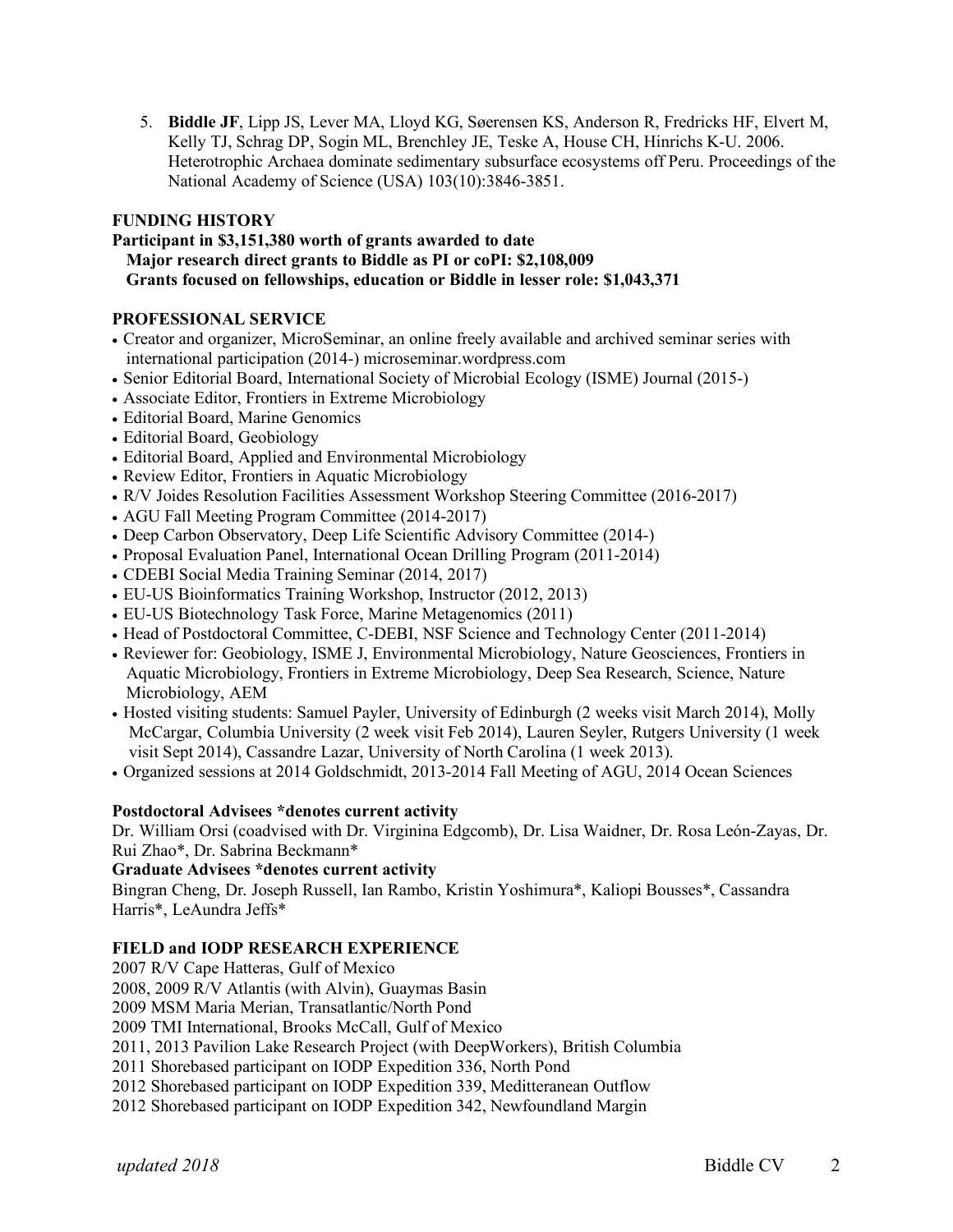5. **Biddle JF**, Lipp JS, Lever MA, Lloyd KG, Søerensen KS, Anderson R, Fredricks HF, Elvert M, Kelly TJ, Schrag DP, Sogin ML, Brenchley JE, Teske A, House CH, Hinrichs K-U. 2006. Heterotrophic Archaea dominate sedimentary subsurface ecosystems off Peru. Proceedings of the National Academy of Science (USA) 103(10):3846-3851.

## FUNDING HISTORY

**Participant in $3,151,380 worth of grants awarded to date**
**Major research direct grants to Biddle as PI or coPI: $2,108,009**
**Grants focused on fellowships, education or Biddle in lesser role: $1,043,371**

## PROFESSIONAL SERVICE

- Creator and organizer, MicroSeminar, an online freely available and archived seminar series with international participation (2014-) microseminar.wordpress.com
- Senior Editorial Board, International Society of Microbial Ecology (ISME) Journal (2015-)
- Associate Editor, Frontiers in Extreme Microbiology
- Editorial Board, Marine Genomics
- Editorial Board, Geobiology
- Editorial Board, Applied and Environmental Microbiology
- Review Editor, Frontiers in Aquatic Microbiology
- R/V Joides Resolution Facilities Assessment Workshop Steering Committee (2016-2017)
- AGU Fall Meeting Program Committee (2014-2017)
- Deep Carbon Observatory, Deep Life Scientific Advisory Committee (2014-)
- Proposal Evaluation Panel, International Ocean Drilling Program (2011-2014)
- CDEBI Social Media Training Seminar (2014, 2017)
- EU-US Bioinformatics Training Workshop, Instructor (2012, 2013)
- EU-US Biotechnology Task Force, Marine Metagenomics (2011)
- Head of Postdoctoral Committee, C-DEBI, NSF Science and Technology Center (2011-2014)
- Reviewer for: Geobiology, ISME J, Environmental Microbiology, Nature Geosciences, Frontiers in Aquatic Microbiology, Frontiers in Extreme Microbiology, Deep Sea Research, Science, Nature Microbiology, AEM
- Hosted visiting students: Samuel Payler, University of Edinburgh (2 weeks visit March 2014), Molly McCargar, Columbia University (2 week visit Feb 2014), Lauren Seyler, Rutgers University (1 week visit Sept 2014), Cassandre Lazar, University of North Carolina (1 week 2013).
- Organized sessions at 2014 Goldschmidt, 2013-2014 Fall Meeting of AGU, 2014 Ocean Sciences

### Postdoctoral Advisees *denotes current activity

Dr. William Orsi (coadvised with Dr. Virginina Edgcomb), Dr. Lisa Waidner, Dr. Rosa León-Zayas, Dr. Rui Zhao*, Dr. Sabrina Beckmann*

### Graduate Advisees *denotes current activity

Bingran Cheng, Dr. Joseph Russell, Ian Rambo, Kristin Yoshimura*, Kaliopi Bousses*, Cassandra Harris*, LeAundra Jeffs*

## FIELD and IODP RESEARCH EXPERIENCE

2007 R/V Cape Hatteras, Gulf of Mexico
2008, 2009 R/V Atlantis (with Alvin), Guaymas Basin
2009 MSM Maria Merian, Transatlantic/North Pond
2009 TMI International, Brooks McCall, Gulf of Mexico
2011, 2013 Pavilion Lake Research Project (with DeepWorkers), British Columbia
2011 Shorebased participant on IODP Expedition 336, North Pond
2012 Shorebased participant on IODP Expedition 339, Meditteranean Outflow
2012 Shorebased participant on IODP Expedition 342, Newfoundland Margin

*updated 2018*